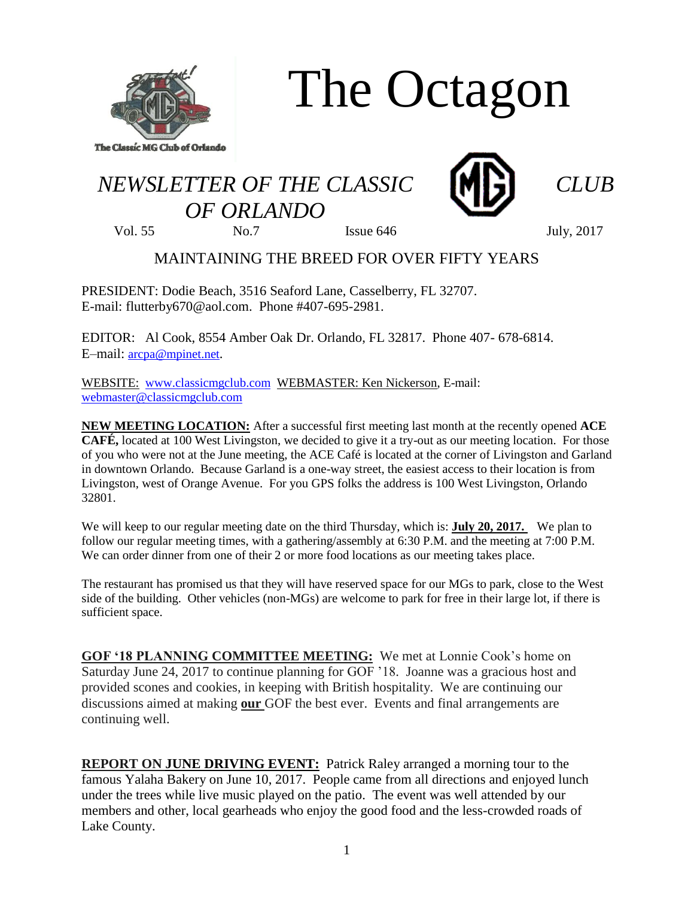# The Octagon

## *NEWSLETTER OF THE CLASSIC CLUB OF ORLANDO*

Vol. 55 No.7 Issue 646 July, 2017

MAINTAINING THE BREED FOR OVER FIFTY YEARS

PRESIDENT: Dodie Beach, 3516 Seaford Lane, Casselberry, FL 32707.
E-mail: flutterby670@aol.com. Phone #407-695-2981.

EDITOR: Al Cook, 8554 Amber Oak Dr. Orlando, FL 32817. Phone 407- 678-6814.
E–mail: arcpa@mpinet.net.

WEBSITE: www.classicmgclub.com WEBMASTER: Ken Nickerson, E-mail: webmaster@classicmgclub.com

**NEW MEETING LOCATION:** After a successful first meeting last month at the recently opened **ACE CAFÉ,** located at 100 West Livingston, we decided to give it a try-out as our meeting location. For those of you who were not at the June meeting, the ACE Café is located at the corner of Livingston and Garland in downtown Orlando. Because Garland is a one-way street, the easiest access to their location is from Livingston, west of Orange Avenue. For you GPS folks the address is 100 West Livingston, Orlando 32801.

We will keep to our regular meeting date on the third Thursday, which is: **July 20, 2017.** We plan to follow our regular meeting times, with a gathering/assembly at 6:30 P.M. and the meeting at 7:00 P.M. We can order dinner from one of their 2 or more food locations as our meeting takes place.

The restaurant has promised us that they will have reserved space for our MGs to park, close to the West side of the building. Other vehicles (non-MGs) are welcome to park for free in their large lot, if there is sufficient space.

**GOF '18 PLANNING COMMITTEE MEETING:** We met at Lonnie Cook's home on Saturday June 24, 2017 to continue planning for GOF '18. Joanne was a gracious host and provided scones and cookies, in keeping with British hospitality. We are continuing our discussions aimed at making **our** GOF the best ever. Events and final arrangements are continuing well.

**REPORT ON JUNE DRIVING EVENT:** Patrick Raley arranged a morning tour to the famous Yalaha Bakery on June 10, 2017. People came from all directions and enjoyed lunch under the trees while live music played on the patio. The event was well attended by our members and other, local gearheads who enjoy the good food and the less-crowded roads of Lake County.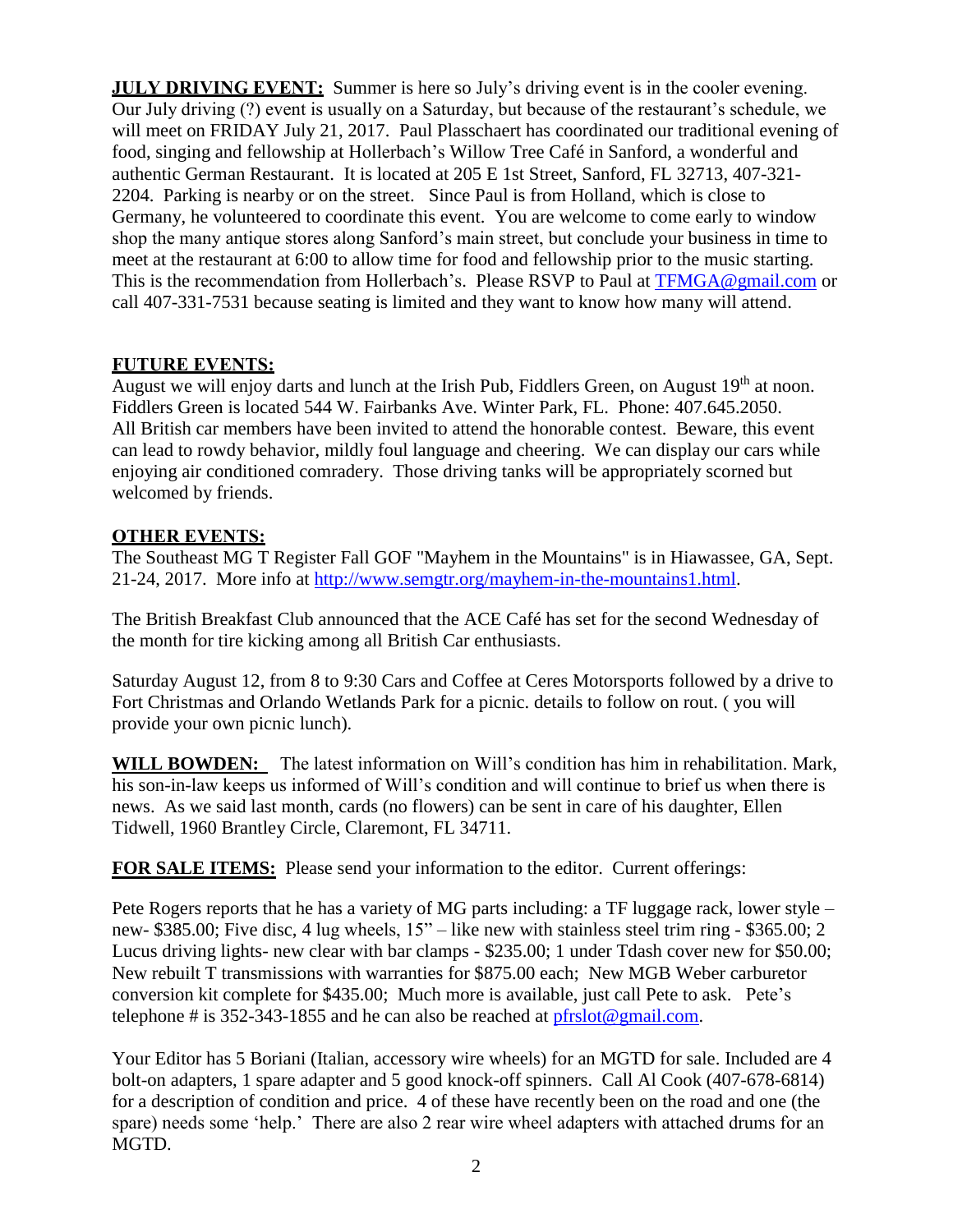**JULY DRIVING EVENT:** Summer is here so July's driving event is in the cooler evening. Our July driving (?) event is usually on a Saturday, but because of the restaurant's schedule, we will meet on FRIDAY July 21, 2017. Paul Plasschaert has coordinated our traditional evening of food, singing and fellowship at Hollerbach's Willow Tree Café in Sanford, a wonderful and authentic German Restaurant. It is located at 205 E 1st Street, Sanford, FL 32713, 407-321-2204. Parking is nearby or on the street. Since Paul is from Holland, which is close to Germany, he volunteered to coordinate this event. You are welcome to come early to window shop the many antique stores along Sanford's main street, but conclude your business in time to meet at the restaurant at 6:00 to allow time for food and fellowship prior to the music starting. This is the recommendation from Hollerbach's. Please RSVP to Paul at TFMGA@gmail.com or call 407-331-7531 because seating is limited and they want to know how many will attend.

**FUTURE EVENTS:**

August we will enjoy darts and lunch at the Irish Pub, Fiddlers Green, on August 19th at noon. Fiddlers Green is located 544 W. Fairbanks Ave. Winter Park, FL. Phone: 407.645.2050. All British car members have been invited to attend the honorable contest. Beware, this event can lead to rowdy behavior, mildly foul language and cheering. We can display our cars while enjoying air conditioned comradery. Those driving tanks will be appropriately scorned but welcomed by friends.

**OTHER EVENTS:**

The Southeast MG T Register Fall GOF "Mayhem in the Mountains" is in Hiawassee, GA, Sept. 21-24, 2017. More info at http://www.semgtr.org/mayhem-in-the-mountains1.html.

The British Breakfast Club announced that the ACE Café has set for the second Wednesday of the month for tire kicking among all British Car enthusiasts.

Saturday August 12, from 8 to 9:30 Cars and Coffee at Ceres Motorsports followed by a drive to Fort Christmas and Orlando Wetlands Park for a picnic. details to follow on rout. ( you will provide your own picnic lunch).

**WILL BOWDEN:** The latest information on Will's condition has him in rehabilitation. Mark, his son-in-law keeps us informed of Will's condition and will continue to brief us when there is news. As we said last month, cards (no flowers) can be sent in care of his daughter, Ellen Tidwell, 1960 Brantley Circle, Claremont, FL 34711.

**FOR SALE ITEMS:** Please send your information to the editor. Current offerings:

Pete Rogers reports that he has a variety of MG parts including: a TF luggage rack, lower style – new- $385.00; Five disc, 4 lug wheels, 15" – like new with stainless steel trim ring - $365.00; 2 Lucus driving lights- new clear with bar clamps - $235.00; 1 under Tdash cover new for $50.00; New rebuilt T transmissions with warranties for $875.00 each; New MGB Weber carburetor conversion kit complete for $435.00; Much more is available, just call Pete to ask. Pete's telephone # is 352-343-1855 and he can also be reached at pfrslot@gmail.com.

Your Editor has 5 Boriani (Italian, accessory wire wheels) for an MGTD for sale. Included are 4 bolt-on adapters, 1 spare adapter and 5 good knock-off spinners. Call Al Cook (407-678-6814) for a description of condition and price. 4 of these have recently been on the road and one (the spare) needs some 'help.' There are also 2 rear wire wheel adapters with attached drums for an MGTD.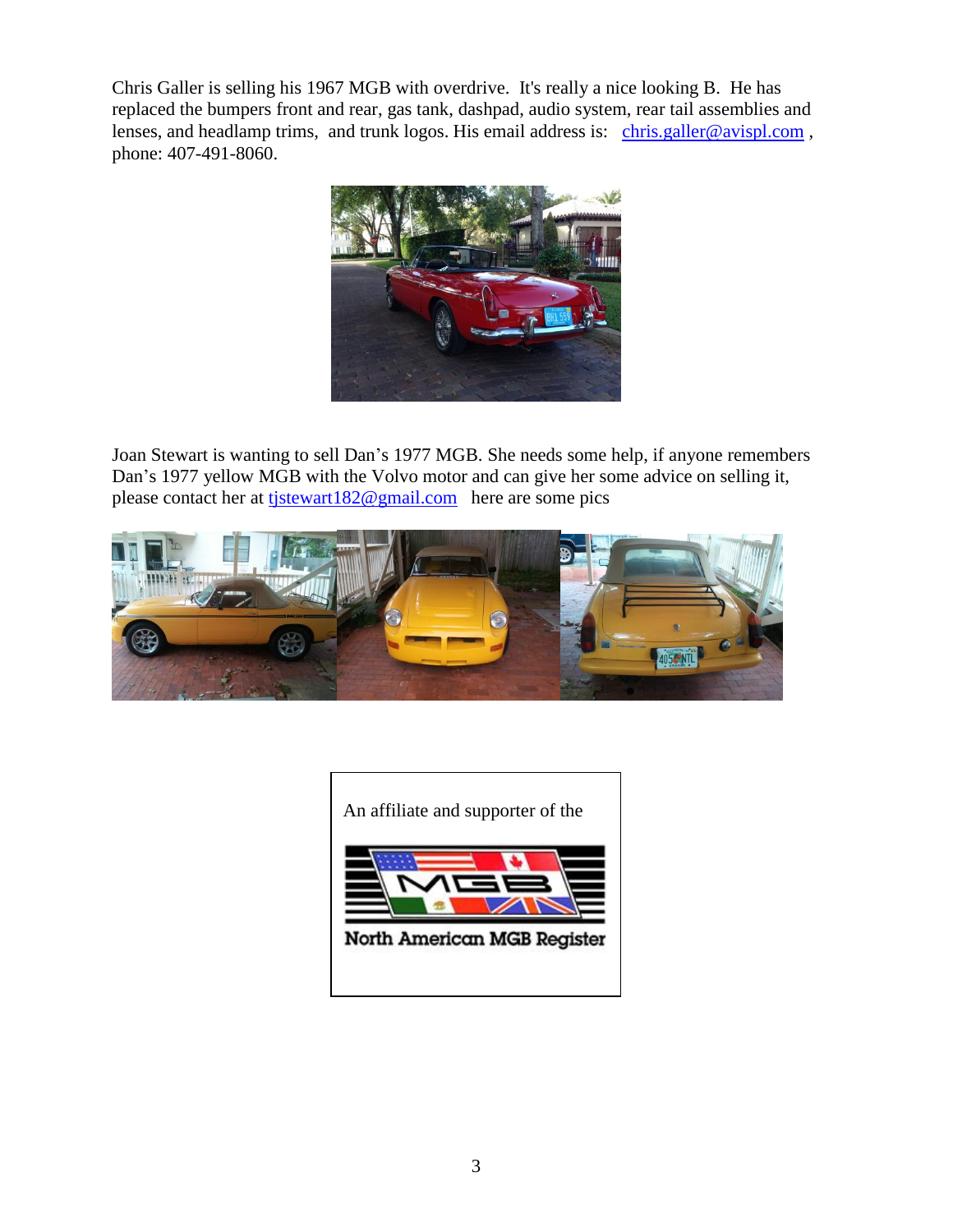Chris Galler is selling his 1967 MGB with overdrive. It's really a nice looking B. He has replaced the bumpers front and rear, gas tank, dashpad, audio system, rear tail assemblies and lenses, and headlamp trims, and trunk logos. His email address is: chris.galler@avispl.com , phone: 407-491-8060.

Joan Stewart is wanting to sell Dan's 1977 MGB. She needs some help, if anyone remembers Dan's 1977 yellow MGB with the Volvo motor and can give her some advice on selling it, please contact her at tjstewart182@gmail.com here are some pics

An affiliate and supporter of the

North American MGB Register